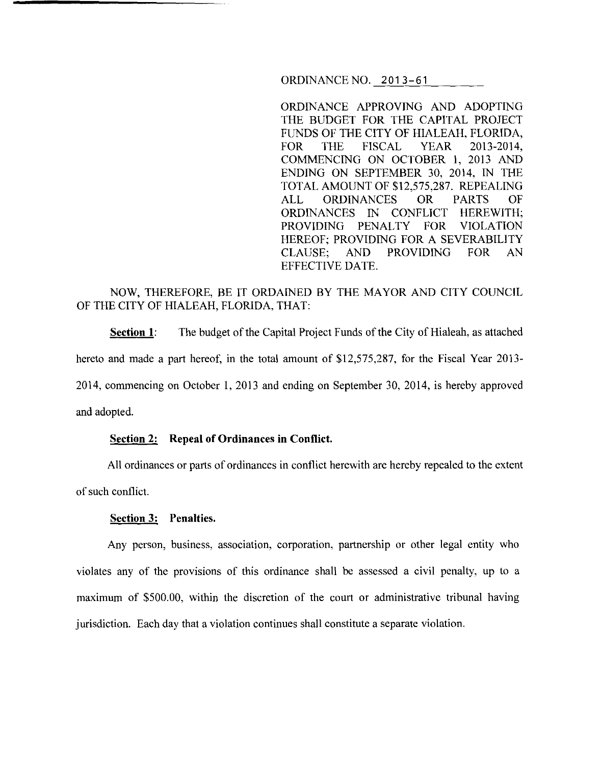ORDINANCE NO. 2013-61

ORDINANCE APPROVING AND ADOPTING THE BUDGET FOR THE CAPITAL PROJECT FUNDS OF THE CITY OF HIALEAH, FLORIDA, FOR THE FISCAL YEAR 2013-2014, COMMENCING ON OCTOBER 1, 2013 AND ENDING ON SEPTEMBER 30, 2014, IN THE TOTAL AMOUNT OF $12,575,287. REPEALING ALL ORDINANCES OR PARTS OF ORDINANCES IN CONFLICT HEREWITH; PROVIDING PENALTY FOR VIOLATION HEREOF; PROVIDING FOR A SEVERABILITY CLAUSE; AND PROVIDING FOR AN EFFECTIVE DATE.

NOW, THEREFORE, BE IT ORDAINED BY THE MAYOR AND CITY COUNCIL OF THE CITY OF HIALEAH, FLORIDA, THAT:

**Section 1**: The budget of the Capital Project Funds of the City of Hialeah, as attached hereto and made a part hereof, in the total amount of $12,575,287, for the Fiscal Year 2013-2014, commencing on October 1, 2013 and ending on September 30, 2014, is hereby approved and adopted.

**Section 2: Repeal of Ordinances in Conflict.**

All ordinances or parts of ordinances in conflict herewith are hereby repealed to the extent of such conflict.

**Section 3: Penalties.**

Any person, business, association, corporation, partnership or other legal entity who violates any of the provisions of this ordinance shall be assessed a civil penalty, up to a maximum of $500.00, within the discretion of the court or administrative tribunal having jurisdiction. Each day that a violation continues shall constitute a separate violation.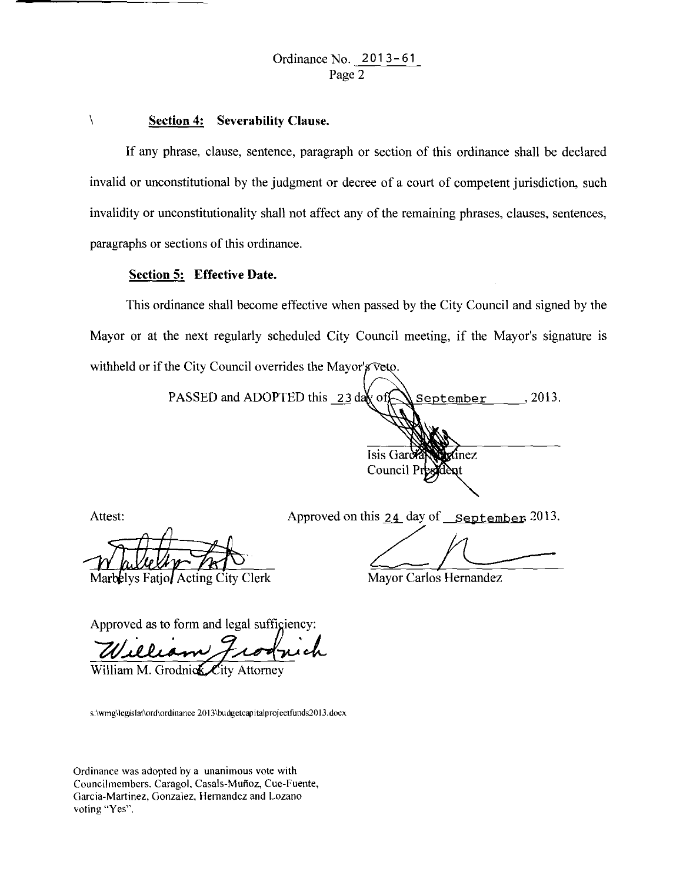Ordinance No. 2013-61

**Section 4: Severability Clause.**

If any phrase, clause, sentence, paragraph or section of this ordinance shall be declared invalid or unconstitutional by the judgment or decree of a court of competent jurisdiction, such invalidity or unconstitutionality shall not affect any of the remaining phrases, clauses, sentences, paragraphs or sections of this ordinance.

**Section 5: Effective Date.**

This ordinance shall become effective when passed by the City Council and signed by the Mayor or at the next regularly scheduled City Council meeting, if the Mayor's signature is withheld or if the City Council overrides the Mayor's veto.

PASSED and ADOPTED this 23 day of September, 2013.

Isis Garcia-Martinez
Council President

Attest:

Marbelys Fatjo, Acting City Clerk

Approved on this 24 day of September 2013.

Mayor Carlos Hernandez

Approved as to form and legal sufficiency:

William M. Grodnick, City Attorney

s:\wmg\legislat\ord\ordinance 2013\budgetcapitalprojectfunds2013.docx

Ordinance was adopted by a unanimous vote with Councilmembers, Caragol, Casals-Muñoz, Cue-Fuente, Garcia-Martinez, Gonzalez, Hernandez and Lozano voting "Yes".